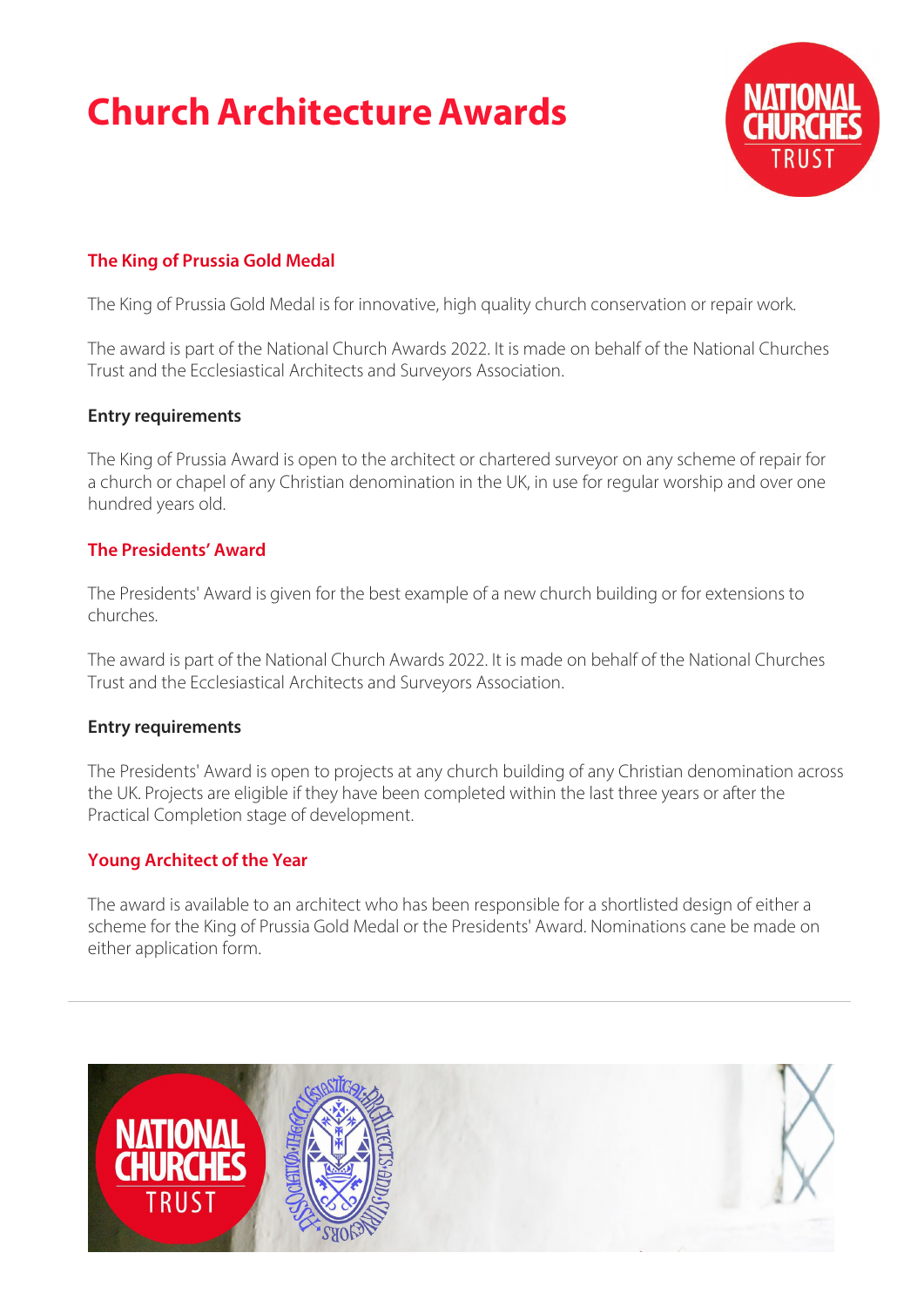# Church Architecture Awards

## The King of Prussia Gold Medal

The King of Prussia Gold Medal is for innovative, high quality church conservation or repair work.

The award is part of the National Church Awards 2022. It is made on behalf of the National Churches Trust and the Ecclesiastical Architects and Surveyors Association.

### Entry requirements

The King of Prussia Award is open to the architect or chartered surveyor on any scheme of repair for a church or chapel of any Christian denomination in the UK, in use for regular worship and over one hundred years old.

## The Presidents' Award

The Presidents' Award is given for the best example of a new church building or for extensions to churches.

The award is part of the National Church Awards 2022. It is made on behalf of the National Churches Trust and the Ecclesiastical Architects and Surveyors Association.

### Entry requirements

The Presidents' Award is open to projects at any church building of any Christian denomination across the UK. Projects are eligible if they have been completed within the last three years or after the Practical Completion stage of development.

## Young Architect of the Year

The award is available to an architect who has been responsible for a shortlisted design of either a scheme for the King of Prussia Gold Medal or the Presidents' Award. Nominations cane be made on either application form.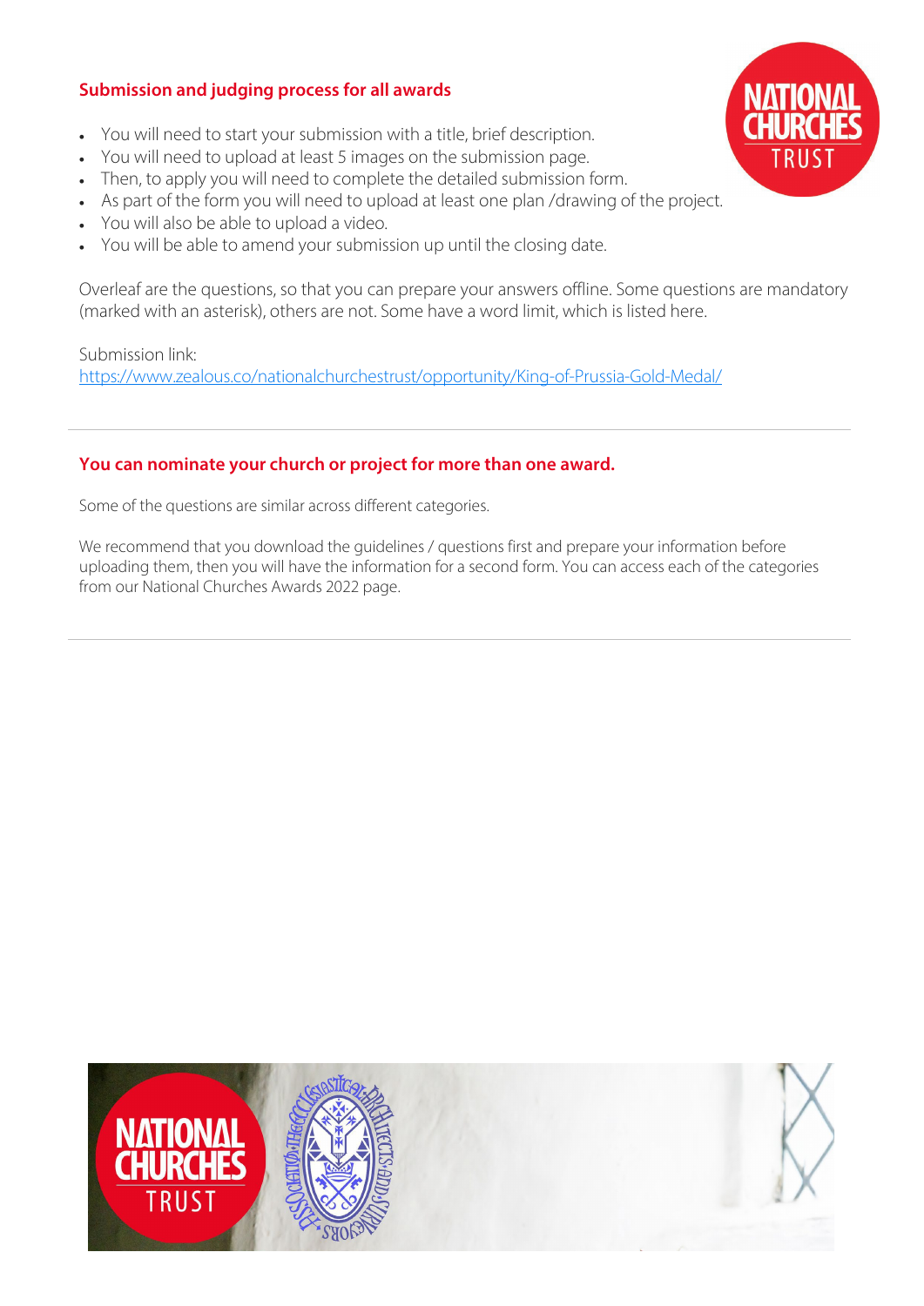## Submission and judging process for all awards

- You will need to start your submission with a title, brief description.
- You will need to upload at least 5 images on the submission page.
- Then, to apply you will need to complete the detailed submission form.
- As part of the form you will need to upload at least one plan /drawing of the project.
- You will also be able to upload a video.
- You will be able to amend your submission up until the closing date.

Overleaf are the questions, so that you can prepare your answers offline. Some questions are mandatory (marked with an asterisk), others are not. Some have a word limit, which is listed here.

Submission link:
https://www.zealous.co/nationalchurchestrust/opportunity/King-of-Prussia-Gold-Medal/

---

## You can nominate your church or project for more than one award.

Some of the questions are similar across different categories.

We recommend that you download the guidelines / questions first and prepare your information before uploading them, then you will have the information for a second form. You can access each of the categories from our National Churches Awards 2022 page.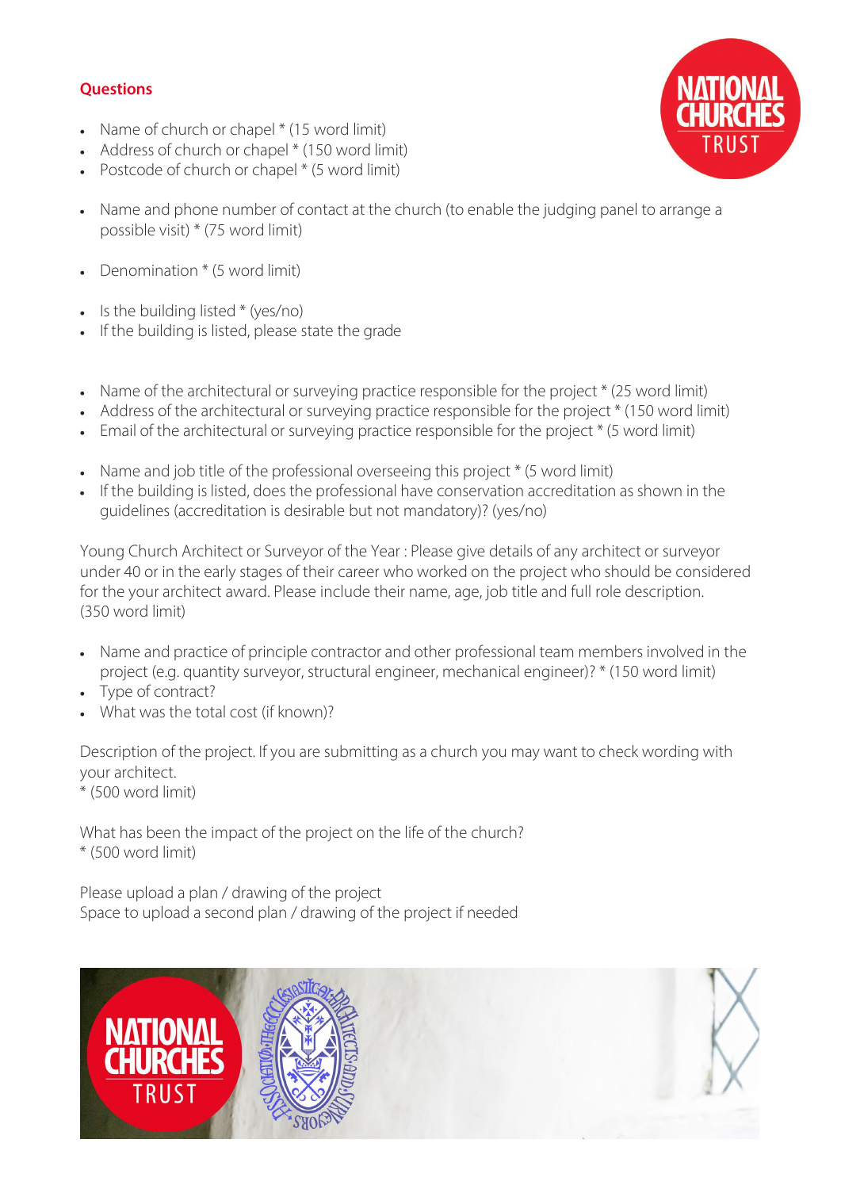## Questions

- Name of church or chapel * (15 word limit)
- Address of church or chapel * (150 word limit)
- Postcode of church or chapel * (5 word limit)

- Name and phone number of contact at the church (to enable the judging panel to arrange a possible visit) * (75 word limit)

- Denomination * (5 word limit)

- Is the building listed * (yes/no)
- If the building is listed, please state the grade

- Name of the architectural or surveying practice responsible for the project * (25 word limit)
- Address of the architectural or surveying practice responsible for the project * (150 word limit)
- Email of the architectural or surveying practice responsible for the project * (5 word limit)

- Name and job title of the professional overseeing this project * (5 word limit)
- If the building is listed, does the professional have conservation accreditation as shown in the guidelines (accreditation is desirable but not mandatory)? (yes/no)

Young Church Architect or Surveyor of the Year : Please give details of any architect or surveyor under 40 or in the early stages of their career who worked on the project who should be considered for the your architect award. Please include their name, age, job title and full role description. (350 word limit)

- Name and practice of principle contractor and other professional team members involved in the project (e.g. quantity surveyor, structural engineer, mechanical engineer)? * (150 word limit)
- Type of contract?
- What was the total cost (if known)?

Description of the project. If you are submitting as a church you may want to check wording with your architect.
* (500 word limit)

What has been the impact of the project on the life of the church?
* (500 word limit)

Please upload a plan / drawing of the project
Space to upload a second plan / drawing of the project if needed